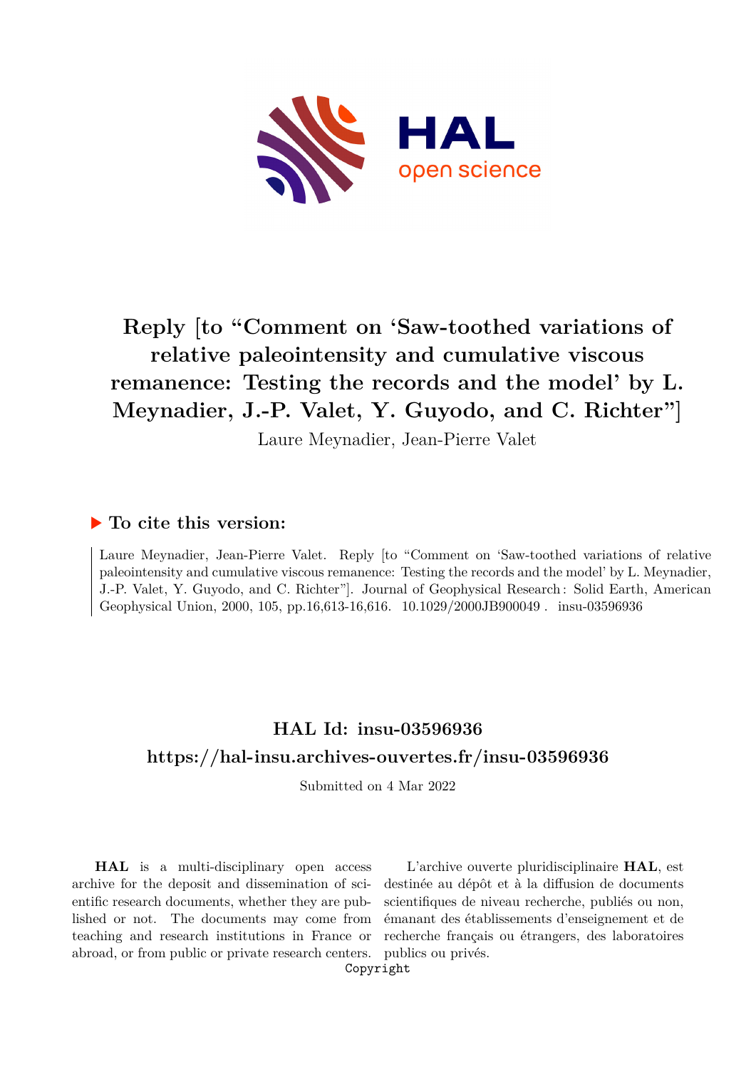# Reply [to "Comment on 'Saw-toothed variations of relative paleointensity and cumulative viscous remanence: Testing the records and the model' by L. Meynadier, J.-P. Valet, Y. Guyodo, and C. Richter"]

Laure Meynadier, Jean-Pierre Valet

## ▶ To cite this version:

Laure Meynadier, Jean-Pierre Valet. Reply [to "Comment on 'Saw-toothed variations of relative paleointensity and cumulative viscous remanence: Testing the records and the model' by L. Meynadier, J.-P. Valet, Y. Guyodo, and C. Richter"]. Journal of Geophysical Research : Solid Earth, American Geophysical Union, 2000, 105, pp.16,613-16,616. 10.1029/2000JB900049 . insu-03596936

## HAL Id: insu-03596936

## https://hal-insu.archives-ouvertes.fr/insu-03596936

Submitted on 4 Mar 2022

**HAL** is a multi-disciplinary open access archive for the deposit and dissemination of scientific research documents, whether they are published or not. The documents may come from teaching and research institutions in France or abroad, or from public or private research centers.

L'archive ouverte pluridisciplinaire **HAL**, est destinée au dépôt et à la diffusion de documents scientifiques de niveau recherche, publiés ou non, émanant des établissements d'enseignement et de recherche français ou étrangers, des laboratoires publics ou privés.

Copyright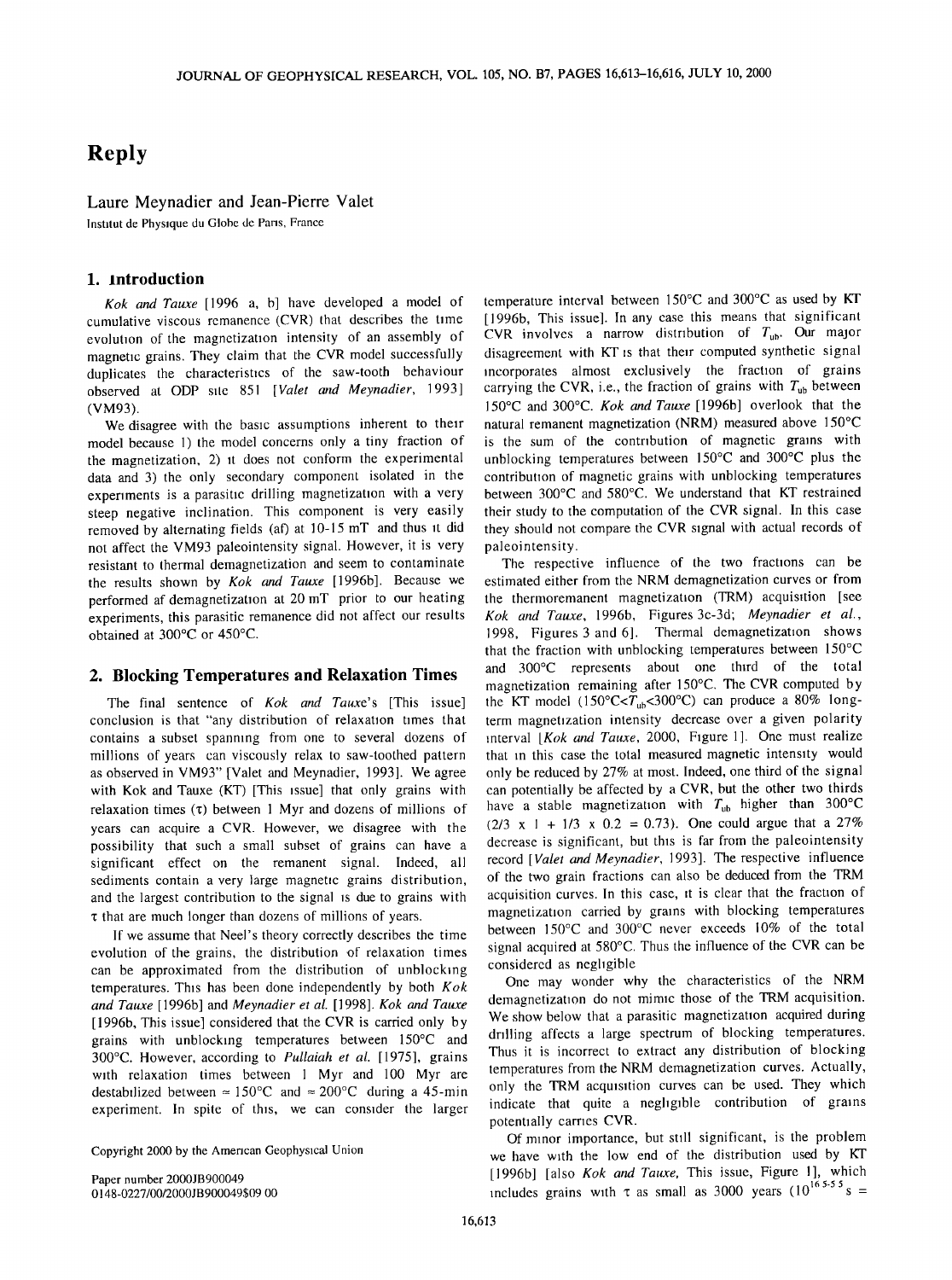# Reply

Laure Meynadier and Jean-Pierre Valet

Institut de Physique du Globe de Paris, France

## 1. Introduction

*Kok and Tauxe* [1996 a, b] have developed a model of cumulative viscous remanence (CVR) that describes the time evolution of the magnetization intensity of an assembly of magnetic grains. They claim that the CVR model successfully duplicates the characteristics of the saw-tooth behaviour observed at ODP site 851 [*Valet and Meynadier*, 1993] (VM93).

We disagree with the basic assumptions inherent to their model because 1) the model concerns only a tiny fraction of the magnetization, 2) it does not conform the experimental data and 3) the only secondary component isolated in the experiments is a parasitic drilling magnetization with a very steep negative inclination. This component is very easily removed by alternating fields (af) at 10-15 mT and thus it did not affect the VM93 paleointensity signal. However, it is very resistant to thermal demagnetization and seem to contaminate the results shown by *Kok and Tauxe* [1996b]. Because we performed af demagnetization at 20 mT prior to our heating experiments, this parasitic remanence did not affect our results obtained at 300°C or 450°C.

## 2. Blocking Temperatures and Relaxation Times

The final sentence of *Kok and Tauxe*'s [This issue] conclusion is that "any distribution of relaxation times that contains a subset spanning from one to several dozens of millions of years can viscously relax to saw-toothed pattern as observed in VM93" [Valet and Meynadier, 1993]. We agree with Kok and Tauxe (KT) [This issue] that only grains with relaxation times ($\tau$) between 1 Myr and dozens of millions of years can acquire a CVR. However, we disagree with the possibility that such a small subset of grains can have a significant effect on the remanent signal. Indeed, all sediments contain a very large magnetic grains distribution, and the largest contribution to the signal is due to grains with $\tau$ that are much longer than dozens of millions of years.

If we assume that Neel's theory correctly describes the time evolution of the grains, the distribution of relaxation times can be approximated from the distribution of unblocking temperatures. This has been done independently by both *Kok and Tauxe* [1996b] and *Meynadier et al.* [1998]. *Kok and Tauxe* [1996b, This issue] considered that the CVR is carried only by grains with unblocking temperatures between 150°C and 300°C. However, according to *Pullaiah et al.* [1975], grains with relaxation times between 1 Myr and 100 Myr are destabilized between ≈ 150°C and ≈ 200°C during a 45-min experiment. In spite of this, we can consider the larger temperature interval between 150°C and 300°C as used by KT [1996b, This issue]. In any case this means that significant CVR involves a narrow distribution of $T_{ub}$. Our major disagreement with KT is that their computed synthetic signal incorporates almost exclusively the fraction of grains carrying the CVR, i.e., the fraction of grains with $T_{ub}$ between 150°C and 300°C. *Kok and Tauxe* [1996b] overlook that the natural remanent magnetization (NRM) measured above 150°C is the sum of the contribution of magnetic grains with unblocking temperatures between 150°C and 300°C plus the contribution of magnetic grains with unblocking temperatures between 300°C and 580°C. We understand that KT restrained their study to the computation of the CVR signal. In this case they should not compare the CVR signal with actual records of paleointensity.

The respective influence of the two fractions can be estimated either from the NRM demagnetization curves or from the thermoremanent magnetization (TRM) acquisition [see *Kok and Tauxe*, 1996b, Figures 3c-3d; *Meynadier et al.*, 1998, Figures 3 and 6]. Thermal demagnetization shows that the fraction with unblocking temperatures between 150°C and 300°C represents about one third of the total magnetization remaining after 150°C. The CVR computed by the KT model (150°C<$T_{ub}$<300°C) can produce a 80% long-term magnetization intensity decrease over a given polarity interval [*Kok and Tauxe*, 2000, Figure 1]. One must realize that in this case the total measured magnetic intensity would only be reduced by 27% at most. Indeed, one third of the signal can potentially be affected by a CVR, but the other two thirds have a stable magnetization with $T_{ub}$ higher than 300°C ($2/3 \times 1 + 1/3 \times 0.2 = 0.73$). One could argue that a 27% decrease is significant, but this is far from the paleointensity record [*Valet and Meynadier*, 1993]. The respective influence of the two grain fractions can also be deduced from the TRM acquisition curves. In this case, it is clear that the fraction of magnetization carried by grains with blocking temperatures between 150°C and 300°C never exceeds 10% of the total signal acquired at 580°C. Thus the influence of the CVR can be considered as negligible.

One may wonder why the characteristics of the NRM demagnetization do not mimic those of the TRM acquisition. We show below that a parasitic magnetization acquired during drilling affects a large spectrum of blocking temperatures. Thus it is incorrect to extract any distribution of blocking temperatures from the NRM demagnetization curves. Actually, only the TRM acquisition curves can be used. They which indicate that quite a negligible contribution of grains potentially carries CVR.

Of minor importance, but still significant, is the problem we have with the low end of the distribution used by KT [1996b] [also *Kok and Tauxe*, This issue, Figure 1], which includes grains with $\tau$ as small as 3000 years ($10^{16.5 \cdot 5.5}$ s =

Copyright 2000 by the American Geophysical Union

Paper number 2000JB900049
0148-0227/00/2000JB900049$09 00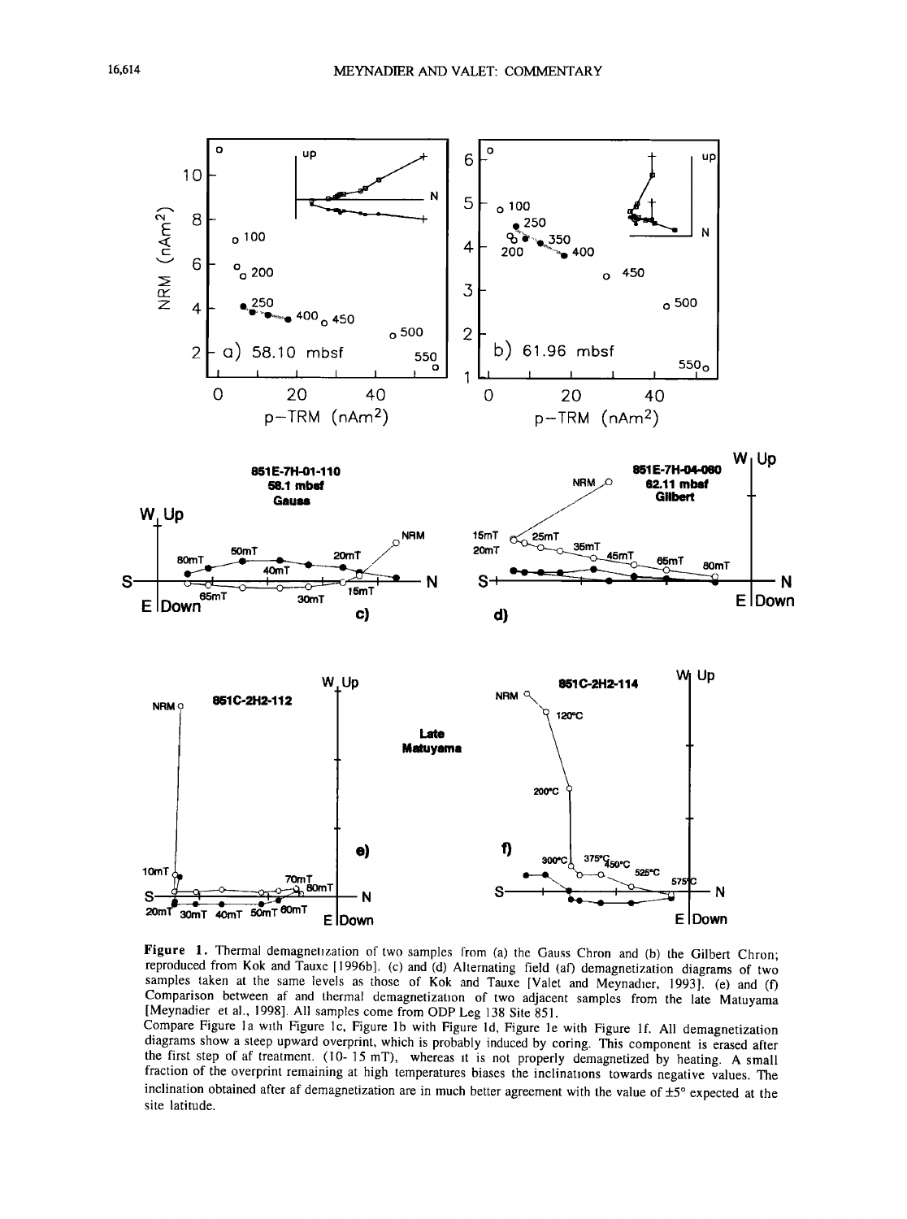**Figure 1.** Thermal demagnetization of two samples from (a) the Gauss Chron and (b) the Gilbert Chron; reproduced from Kok and Tauxe [1996b]. (c) and (d) Alternating field (af) demagnetization diagrams of two samples taken at the same levels as those of Kok and Tauxe [Valet and Meynadier, 1993]. (e) and (f) Comparison between af and thermal demagnetization of two adjacent samples from the late Matuyama [Meynadier et al., 1998]. All samples come from ODP Leg 138 Site 851.

Compare Figure 1a with Figure 1c, Figure 1b with Figure 1d, Figure 1e with Figure 1f. All demagnetization diagrams show a steep upward overprint, which is probably induced by coring. This component is erased after the first step of af treatment. (10- 15 mT), whereas it is not properly demagnetized by heating. A small fraction of the overprint remaining at high temperatures biases the inclinations towards negative values. The inclination obtained after af demagnetization are in much better agreement with the value of ±5° expected at the site latitude.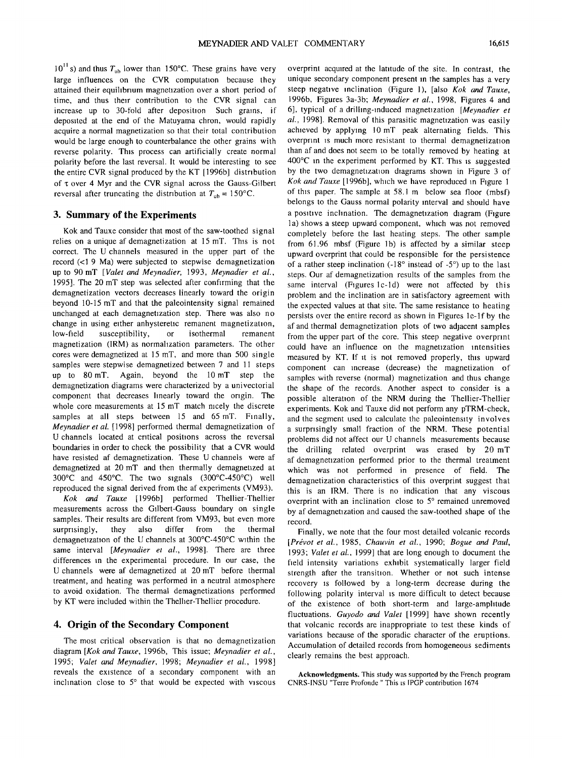$10^{11}$ s) and thus $T_{ub}$ lower than 150°C. These grains have very large influences on the CVR computation because they attained their equilibrium magnetization over a short period of time, and thus their contribution to the CVR signal can increase up to 30-fold after deposition Such grains, if deposited at the end of the Matuyama chron, would rapidly acquire a normal magnetization so that their total contribution would be large enough to counterbalance the other grains with reverse polarity. This process can artificially create normal polarity before the last reversal. It would be interesting to see the entire CVR signal produced by the KT [1996b] distribution of $\tau$ over 4 Myr and the CVR signal across the Gauss-Gilbert reversal after truncating the distribution at $T_{ub}$ = 150°C.

## 3. Summary of the Experiments

Kok and Tauxe consider that most of the saw-toothed signal relies on a unique af demagnetization at 15 mT. This is not correct. The U channels measured in the upper part of the record (<1 9 Ma) were subjected to stepwise demagnetization up to 90 mT [*Valet and Meynadier*, 1993, *Meynadier et al.*, 1995]. The 20 mT step was selected after confirming that the demagnetization vectors decreases linearly toward the origin beyond 10-15 mT and that the paleointensity signal remained unchanged at each demagnetization step. There was also no change in using either anhysteretic remanent magnetization, low-field susceptibility, or isothermal remanent magnetization (IRM) as normalization parameters. The other cores were demagnetized at 15 mT, and more than 500 single samples were stepwise demagnetized between 7 and 11 steps up to 80 mT. Again, beyond the 10 mT step the demagnetization diagrams were characterized by a univectorial component that decreases linearly toward the origin. The whole core measurements at 15 mT match nicely the discrete samples at all steps between 15 and 65 mT. Finally, *Meynadier et al.* [1998] performed thermal demagnetization of U channels located at critical positions across the reversal boundaries in order to check the possibility that a CVR would have resisted af demagnetization. These U channels were af demagnetized at 20 mT and then thermally demagnetized at 300°C and 450°C. The two signals (300°C-450°C) well reproduced the signal derived from the af experiments (VM93).

*Kok and Tauxe* [1996b] performed Thellier-Thellier measurements across the Gilbert-Gauss boundary on single samples. Their results are different from VM93, but even more surprisingly, they also differ from the thermal demagnetization of the U channels at 300°C-450°C within the same interval [*Meynadier et al.*, 1998]. There are three differences in the experimental procedure. In our case, the U channels were af demagnetized at 20 mT before thermal treatment, and heating was performed in a neutral atmosphere to avoid oxidation. The thermal demagnetizations performed by KT were included within the Thellier-Thellier procedure.

## 4. Origin of the Secondary Component

The most critical observation is that no demagnetization diagram [*Kok and Tauxe*, 1996b, This issue; *Meynadier et al.*, 1995; *Valet and Meynadier*, 1998; *Meynadier et al.*, 1998] reveals the existence of a secondary component with an inclination close to 5° that would be expected with viscous overprint acquired at the latitude of the site. In contrast, the unique secondary component present in the samples has a very steep negative inclination (Figure 1), [also *Kok and Tauxe*, 1996b, Figures 3a-3b; *Meynadier et al.*, 1998, Figures 4 and 6], typical of a drilling-induced magnetization [*Meynadier et al.*, 1998]. Removal of this parasitic magnetization was easily achieved by applying 10 mT peak alternating fields. This overprint is much more resistant to thermal demagnetization than af and does not seem to be totally removed by heating at 400°C in the experiment performed by KT. This is suggested by the two demagnetization diagrams shown in Figure 3 of *Kok and Tauxe* [1996b], which we have reproduced in Figure 1 of this paper. The sample at 58.1 m below sea floor (mbsf) belongs to the Gauss normal polarity interval and should have a positive inclination. The demagnetization diagram (Figure 1a) shows a steep upward component, which was not removed completely before the last heating steps. The other sample from 61.96 mbsf (Figure 1b) is affected by a similar steep upward overprint that could be responsible for the persistence of a rather steep inclination (-18° instead of -5°) up to the last steps. Our af demagnetization results of the samples from the same interval (Figures 1c-1d) were not affected by this problem and the inclination are in satisfactory agreement with the expected values at that site. The same resistance to heating persists over the entire record as shown in Figures 1e-1f by the af and thermal demagnetization plots of two adjacent samples from the upper part of the core. This steep negative overprint could have an influence on the magnetization intensities measured by KT. If it is not removed properly, this upward component can increase (decrease) the magnetization of samples with reverse (normal) magnetization and thus change the shape of the records. Another aspect to consider is a possible alteration of the NRM during the Thellier-Thellier experiments. Kok and Tauxe did not perform any pTRM-check, and the segment used to calculate the paleointensity involves a surprisingly small fraction of the NRM. These potential problems did not affect our U channels measurements because the drilling related overprint was erased by 20 mT af demagnetization performed prior to the thermal treatment which was not performed in presence of field. The demagnetization characteristics of this overprint suggest that this is an IRM. There is no indication that any viscous overprint with an inclination close to 5° remained unremoved by af demagnetization and caused the saw-toothed shape of the record.

Finally, we note that the four most detailed volcanic records [*Prévot et al.*, 1985, *Chauvin et al.*, 1990; *Bogue and Paul*, 1993; *Valet et al.*, 1999] that are long enough to document the field intensity variations exhibit systematically larger field strength after the transition. Whether or not such intense recovery is followed by a long-term decrease during the following polarity interval is more difficult to detect because of the existence of both short-term and large-amplitude fluctuations. *Guyodo and Valet* [1999] have shown recently that volcanic records are inappropriate to test these kinds of variations because of the sporadic character of the eruptions. Accumulation of detailed records from homogeneous sediments clearly remains the best approach.

**Acknowledgments.** This study was supported by the French program CNRS-INSU "Terre Profonde " This is IPGP contribution 1674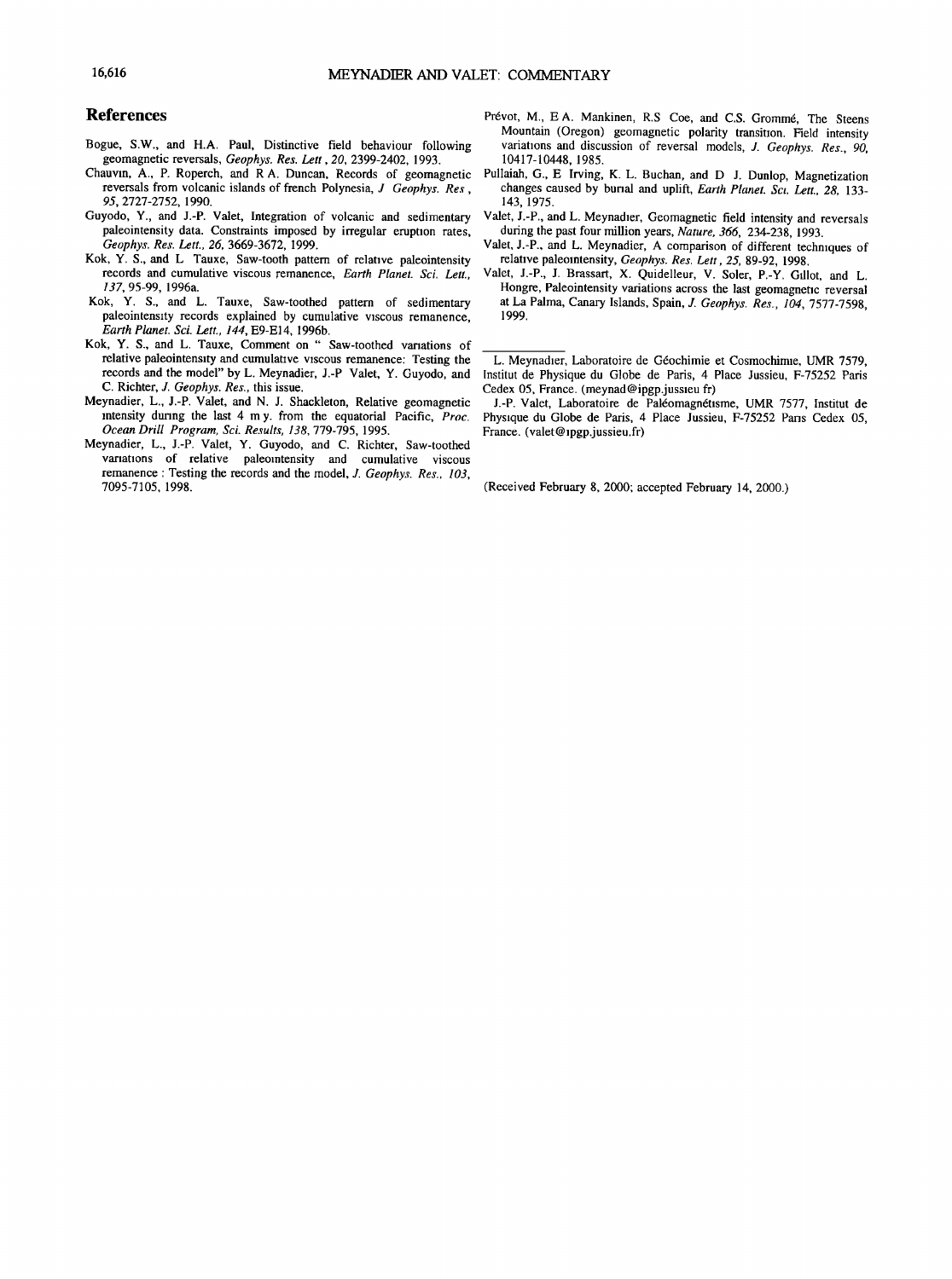## References

Bogue, S.W., and H.A. Paul, Distinctive field behaviour following geomagnetic reversals, *Geophys. Res. Lett*, *20*, 2399-2402, 1993.

Chauvin, A., P. Roperch, and R A. Duncan, Records of geomagnetic reversals from volcanic islands of french Polynesia, *J Geophys. Res*, *95*, 2727-2752, 1990.

Guyodo, Y., and J.-P. Valet, Integration of volcanic and sedimentary paleointensity data. Constraints imposed by irregular eruption rates, *Geophys. Res. Lett.*, *26*, 3669-3672, 1999.

Kok, Y. S., and L Tauxe, Saw-tooth pattern of relative paleointensity records and cumulative viscous remanence, *Earth Planet. Sci. Lett.*, *137*, 95-99, 1996a.

Kok, Y. S., and L. Tauxe, Saw-toothed pattern of sedimentary paleointensity records explained by cumulative viscous remanence, *Earth Planet. Sci. Lett.*, *144*, E9-E14, 1996b.

Kok, Y. S., and L. Tauxe, Comment on " Saw-toothed variations of relative paleointensity and cumulative viscous remanence: Testing the records and the model" by L. Meynadier, J.-P Valet, Y. Guyodo, and C. Richter, *J. Geophys. Res.*, this issue.

Meynadier, L., J.-P. Valet, and N. J. Shackleton, Relative geomagnetic intensity during the last 4 m y. from the equatorial Pacific, *Proc. Ocean Drill Program, Sci. Results*, *138*, 779-795, 1995.

Meynadier, L., J.-P. Valet, Y. Guyodo, and C. Richter, Saw-toothed variations of relative paleointensity and cumulative viscous remanence : Testing the records and the model, *J. Geophys. Res.*, *103*, 7095-7105, 1998.

Prévot, M., E A. Mankinen, R.S Coe, and C.S. Grommé, The Steens Mountain (Oregon) geomagnetic polarity transition. Field intensity variations and discussion of reversal models, *J. Geophys. Res.*, *90*, 10417-10448, 1985.

Pullaiah, G., E Irving, K. L. Buchan, and D J. Dunlop, Magnetization changes caused by burial and uplift, *Earth Planet. Sci. Lett.*, *28*, 133-143, 1975.

Valet, J.-P., and L. Meynadier, Geomagnetic field intensity and reversals during the past four million years, *Nature*, *366*, 234-238, 1993.

Valet, J.-P., and L. Meynadier, A comparison of different techniques of relative paleointensity, *Geophys. Res. Lett*, *25*, 89-92, 1998.

Valet, J.-P., J. Brassart, X. Quidelleur, V. Soler, P.-Y. Gillot, and L. Hongre, Paleointensity variations across the last geomagnetic reversal at La Palma, Canary Islands, Spain, *J. Geophys. Res.*, *104*, 7577-7598, 1999.

---

L. Meynadier, Laboratoire de Géochimie et Cosmochimie, UMR 7579, Institut de Physique du Globe de Paris, 4 Place Jussieu, F-75252 Paris Cedex 05, France. (meynad@ipgp.jussieu fr)

J.-P. Valet, Laboratoire de Paléomagnétisme, UMR 7577, Institut de Physique du Globe de Paris, 4 Place Jussieu, F-75252 Paris Cedex 05, France. (valet@ipgp.jussieu.fr)

(Received February 8, 2000; accepted February 14, 2000.)